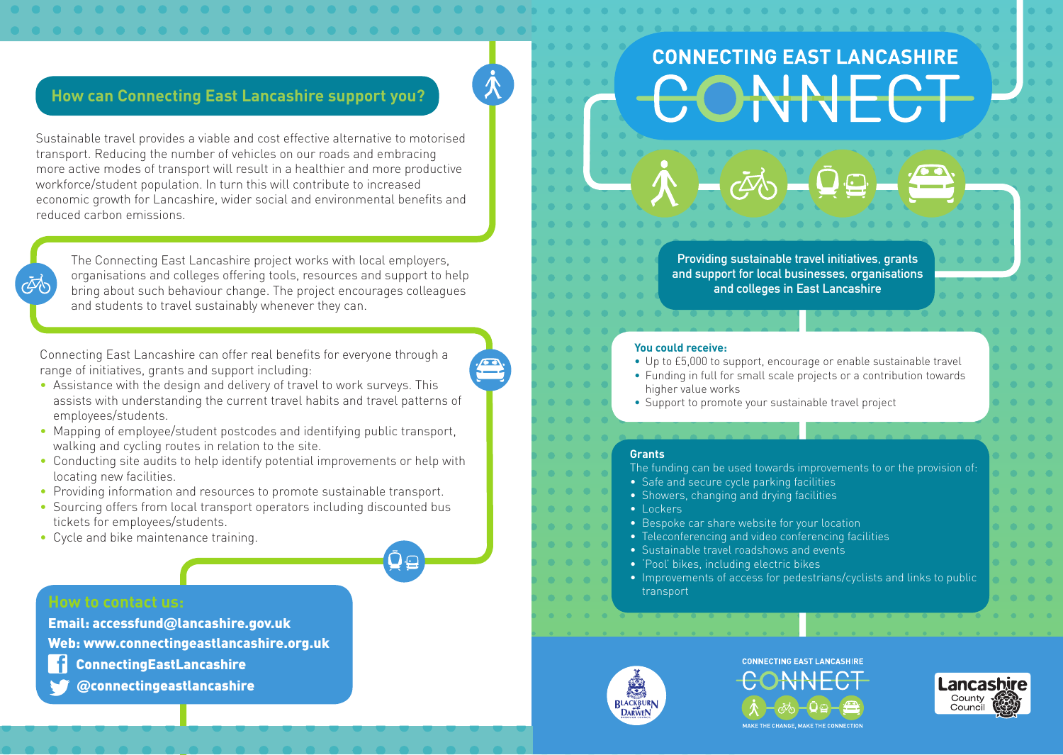## How can Connecting East Lancashire support you?

Sustainable travel provides a viable and cost effective alternative to motorised transport. Reducing the number of vehicles on our roads and embracing more active modes of transport will result in a healthier and more productive workforce/student population. In turn this will contribute to increased economic growth for Lancashire, wider social and environmental benefits and reduced carbon emissions.

The Connecting East Lancashire project works with local employers, organisations and colleges offering tools, resources and support to help bring about such behaviour change. The project encourages colleagues and students to travel sustainably whenever they can.

Connecting East Lancashire can offer real benefits for everyone through a range of initiatives, grants and support including:

- Assistance with the design and delivery of travel to work surveys. This assists with understanding the current travel habits and travel patterns of employees/students.
- Mapping of employee/student postcodes and identifying public transport, walking and cycling routes in relation to the site.
- Conducting site audits to help identify potential improvements or help with locating new facilities.
- Providing information and resources to promote sustainable transport.
- Sourcing offers from local transport operators including discounted bus tickets for employees/students.
- Cycle and bike maintenance training.

### How to contact us:

**Email: accessfund@lancashire.gov.uk**

**Web: www.connectingeastlancashire.org.uk**

**ConnectingEastLancashire**

**@connectingeastlancashire**

# CONNECTING EAST LANCASHIRE CONNECT

**Providing sustainable travel initiatives, grants and support for local businesses, organisations and colleges in East Lancashire**

**You could receive:**

- Up to £5,000 to support, encourage or enable sustainable travel
- Funding in full for small scale projects or a contribution towards higher value works
- Support to promote your sustainable travel project

**Grants**

The funding can be used towards improvements to or the provision of:

- Safe and secure cycle parking facilities
- Showers, changing and drying facilities
- Lockers
- Bespoke car share website for your location
- Teleconferencing and video conferencing facilities
- Sustainable travel roadshows and events
- 'Pool' bikes, including electric bikes
- Improvements of access for pedestrians/cyclists and links to public transport

Blackburn with Darwen Borough Council

CONNECTING EAST LANCASHIRE CONNECT

MAKE THE CHANGE, MAKE THE CONNECTION

Lancashire County Council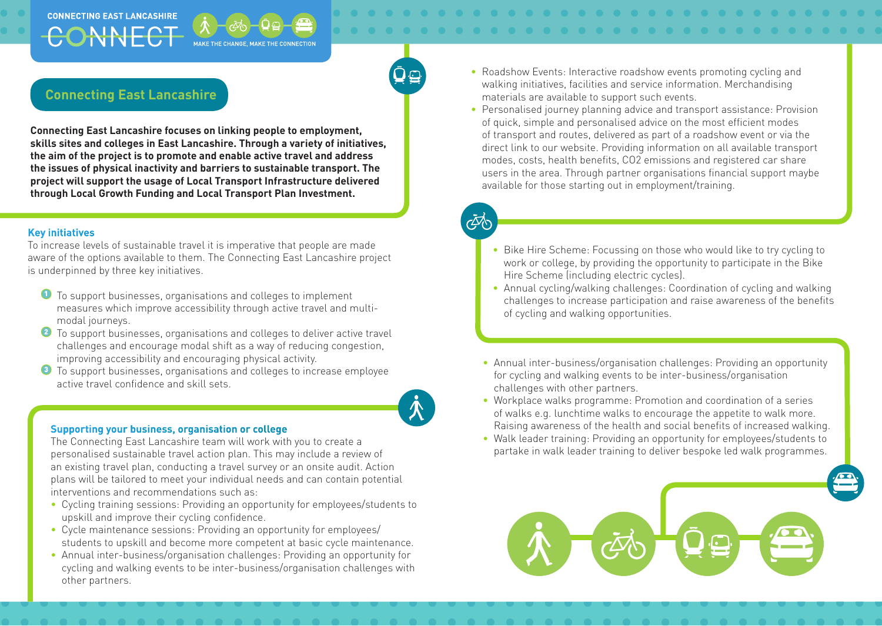CONNECTING EAST LANCASHIRE

CONNECT

MAKE THE CHANGE, MAKE THE CONNECTION

## Connecting East Lancashire

**Connecting East Lancashire focuses on linking people to employment, skills sites and colleges in East Lancashire. Through a variety of initiatives, the aim of the project is to promote and enable active travel and address the issues of physical inactivity and barriers to sustainable transport. The project will support the usage of Local Transport Infrastructure delivered through Local Growth Funding and Local Transport Plan Investment.**

### Key initiatives

To increase levels of sustainable travel it is imperative that people are made aware of the options available to them. The Connecting East Lancashire project is underpinned by three key initiatives.

1. To support businesses, organisations and colleges to implement measures which improve accessibility through active travel and multi-modal journeys.
2. To support businesses, organisations and colleges to deliver active travel challenges and encourage modal shift as a way of reducing congestion, improving accessibility and encouraging physical activity.
3. To support businesses, organisations and colleges to increase employee active travel confidence and skill sets.

### Supporting your business, organisation or college

The Connecting East Lancashire team will work with you to create a personalised sustainable travel action plan. This may include a review of an existing travel plan, conducting a travel survey or an onsite audit. Action plans will be tailored to meet your individual needs and can contain potential interventions and recommendations such as:

- Cycling training sessions: Providing an opportunity for employees/students to upskill and improve their cycling confidence.
- Cycle maintenance sessions: Providing an opportunity for employees/students to upskill and become more competent at basic cycle maintenance.
- Annual inter-business/organisation challenges: Providing an opportunity for cycling and walking events to be inter-business/organisation challenges with other partners.
- Roadshow Events: Interactive roadshow events promoting cycling and walking initiatives, facilities and service information. Merchandising materials are available to support such events.
- Personalised journey planning advice and transport assistance: Provision of quick, simple and personalised advice on the most efficient modes of transport and routes, delivered as part of a roadshow event or via the direct link to our website. Providing information on all available transport modes, costs, health benefits, CO2 emissions and registered car share users in the area. Through partner organisations financial support maybe available for those starting out in employment/training.
- Bike Hire Scheme: Focussing on those who would like to try cycling to work or college, by providing the opportunity to participate in the Bike Hire Scheme (including electric cycles).
- Annual cycling/walking challenges: Coordination of cycling and walking challenges to increase participation and raise awareness of the benefits of cycling and walking opportunities.
- Annual inter-business/organisation challenges: Providing an opportunity for cycling and walking events to be inter-business/organisation challenges with other partners.
- Workplace walks programme: Promotion and coordination of a series of walks e.g. lunchtime walks to encourage the appetite to walk more. Raising awareness of the health and social benefits of increased walking.
- Walk leader training: Providing an opportunity for employees/students to partake in walk leader training to deliver bespoke led walk programmes.